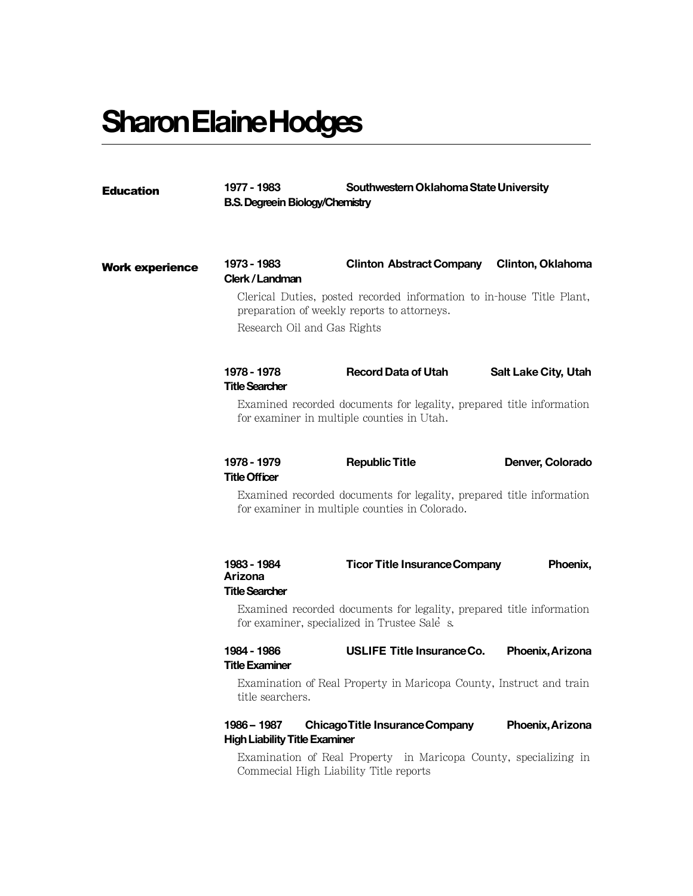# Sharon Elaine Hodges

## Education

**1977 - 1983** **Southwestern Oklahoma State University**
**B.S. Degree in Biology/Chemistry**

## Work experience

**1973 - 1983** **Clinton Abstract Company** **Clinton, Oklahoma**
**Clerk / Landman**

Clerical Duties, posted recorded information to in-house Title Plant, preparation of weekly reports to attorneys.

Research Oil and Gas Rights

**1978 - 1978** **Record Data of Utah** **Salt Lake City, Utah**
**Title Searcher**

Examined recorded documents for legality, prepared title information for examiner in multiple counties in Utah.

**1978 - 1979** **Republic Title** **Denver, Colorado**
**Title Officer**

Examined recorded documents for legality, prepared title information for examiner in multiple counties in Colorado.

**1983 - 1984** **Ticor Title Insurance Company** **Phoenix, Arizona**
**Title Searcher**

Examined recorded documents for legality, prepared title information for examiner, specialized in Trustee Sale's.

**1984 - 1986** **USLIFE Title Insurance Co.** **Phoenix, Arizona**
**Title Examiner**

Examination of Real Property in Maricopa County, Instruct and train title searchers.

**1986 – 1987** **Chicago Title Insurance Company** **Phoenix, Arizona**
**High Liability Title Examiner**

Examination of Real Property in Maricopa County, specializing in Commecial High Liability Title reports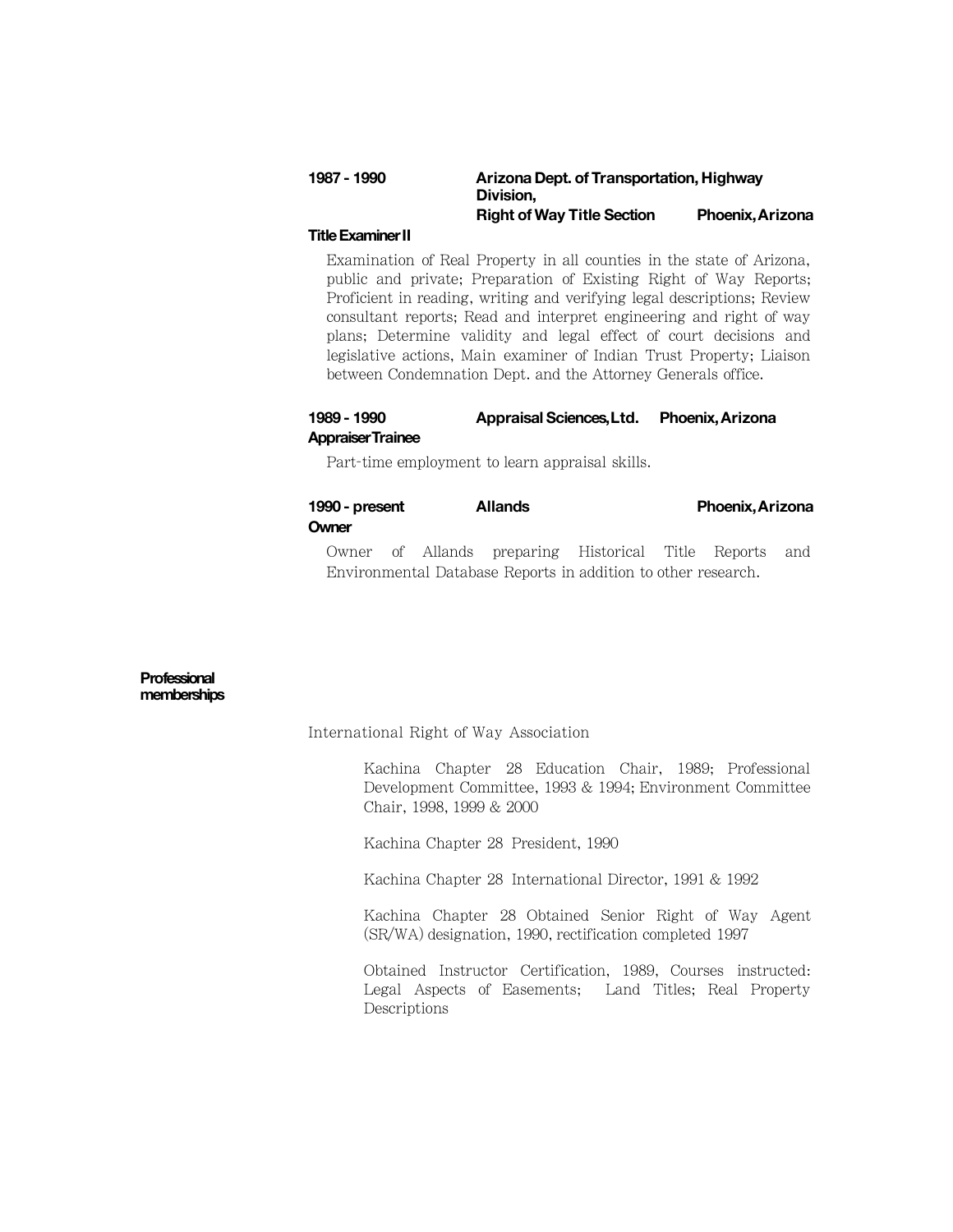**1987 - 1990** **Arizona Dept. of Transportation, Highway Division, Right of Way Title Section** **Phoenix, Arizona**

**Title Examiner II**

Examination of Real Property in all counties in the state of Arizona, public and private; Preparation of Existing Right of Way Reports; Proficient in reading, writing and verifying legal descriptions; Review consultant reports; Read and interpret engineering and right of way plans; Determine validity and legal effect of court decisions and legislative actions, Main examiner of Indian Trust Property; Liaison between Condemnation Dept. and the Attorney Generals office.

**1989 - 1990** **Appraisal Sciences, Ltd.** **Phoenix, Arizona**

**Appraiser Trainee**

Part-time employment to learn appraisal skills.

**1990 - present** **Allands** **Phoenix, Arizona**

**Owner**

Owner of Allands preparing Historical Title Reports and Environmental Database Reports in addition to other research.

## Professional memberships

International Right of Way Association

Kachina Chapter 28 Education Chair, 1989; Professional Development Committee, 1993 & 1994; Environment Committee Chair, 1998, 1999 & 2000

Kachina Chapter 28 President, 1990

Kachina Chapter 28 International Director, 1991 & 1992

Kachina Chapter 28 Obtained Senior Right of Way Agent (SR/WA) designation, 1990, rectification completed 1997

Obtained Instructor Certification, 1989, Courses instructed: Legal Aspects of Easements; Land Titles; Real Property Descriptions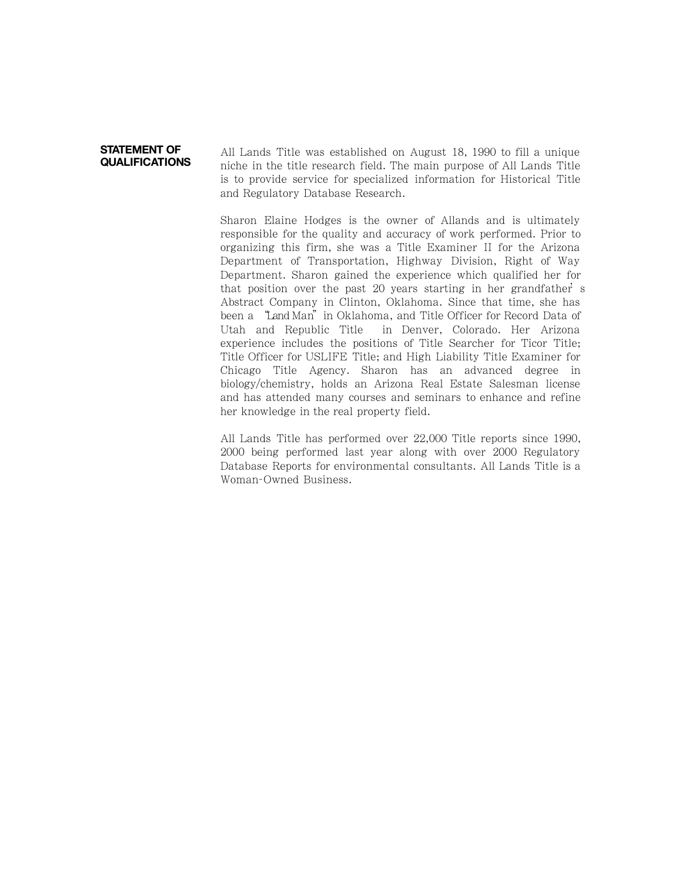## STATEMENT OF QUALIFICATIONS

All Lands Title was established on August 18, 1990 to fill a unique niche in the title research field. The main purpose of All Lands Title is to provide service for specialized information for Historical Title and Regulatory Database Research.

Sharon Elaine Hodges is the owner of Allands and is ultimately responsible for the quality and accuracy of work performed. Prior to organizing this firm, she was a Title Examiner II for the Arizona Department of Transportation, Highway Division, Right of Way Department. Sharon gained the experience which qualified her for that position over the past 20 years starting in her grandfather's Abstract Company in Clinton, Oklahoma. Since that time, she has been a "Land Man" in Oklahoma, and Title Officer for Record Data of Utah and Republic Title in Denver, Colorado. Her Arizona experience includes the positions of Title Searcher for Ticor Title; Title Officer for USLIFE Title; and High Liability Title Examiner for Chicago Title Agency. Sharon has an advanced degree in biology/chemistry, holds an Arizona Real Estate Salesman license and has attended many courses and seminars to enhance and refine her knowledge in the real property field.

All Lands Title has performed over 22,000 Title reports since 1990, 2000 being performed last year along with over 2000 Regulatory Database Reports for environmental consultants. All Lands Title is a Woman-Owned Business.